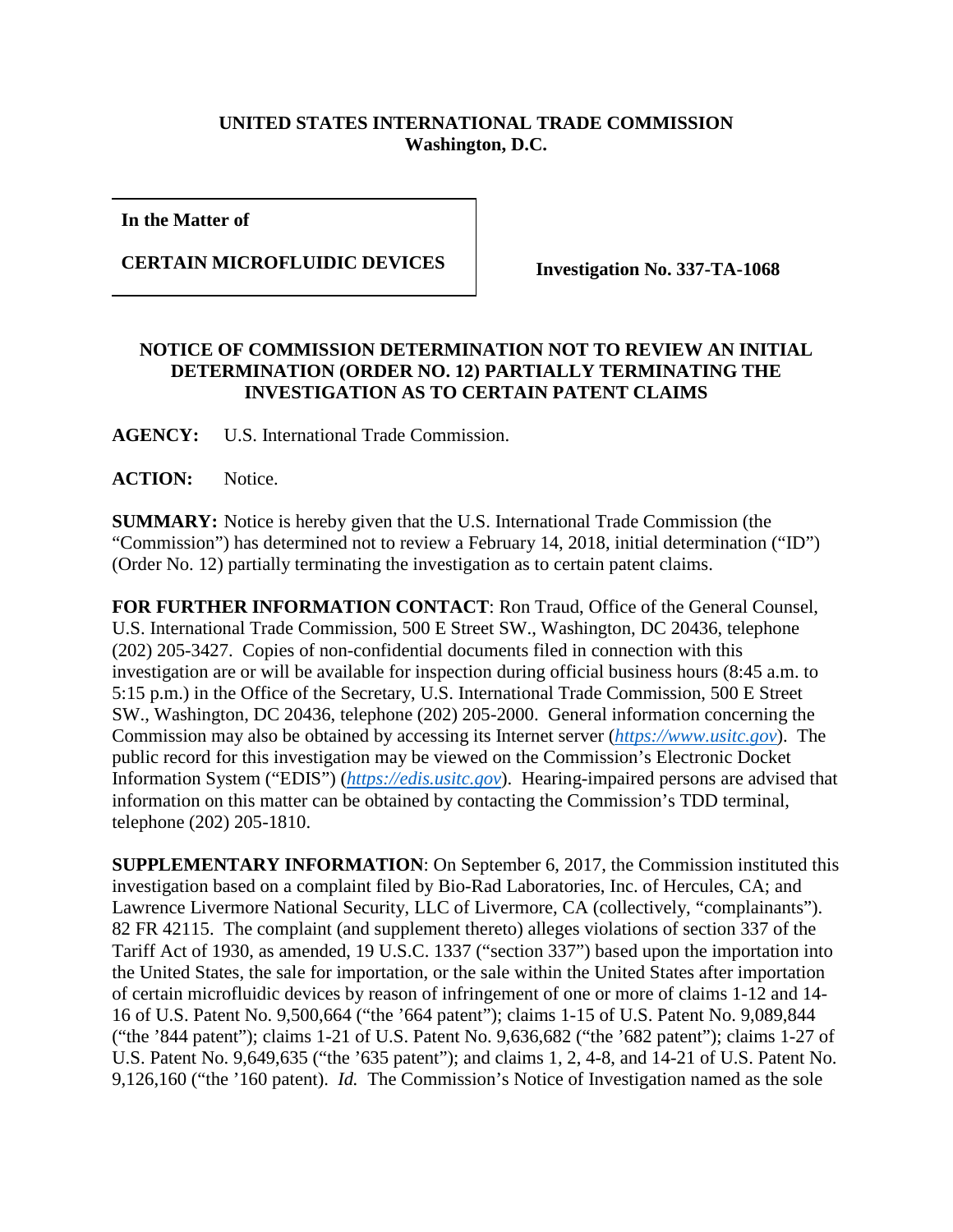**UNITED STATES INTERNATIONAL TRADE COMMISSION**
**Washington, D.C.**

| **In the Matter of**<br><br>**CERTAIN MICROFLUIDIC DEVICES** | **Investigation No. 337-TA-1068** |
|---|---|

**NOTICE OF COMMISSION DETERMINATION NOT TO REVIEW AN INITIAL DETERMINATION (ORDER NO. 12) PARTIALLY TERMINATING THE INVESTIGATION AS TO CERTAIN PATENT CLAIMS**

**AGENCY:** U.S. International Trade Commission.

**ACTION:** Notice.

**SUMMARY:** Notice is hereby given that the U.S. International Trade Commission (the "Commission") has determined not to review a February 14, 2018, initial determination ("ID") (Order No. 12) partially terminating the investigation as to certain patent claims.

**FOR FURTHER INFORMATION CONTACT**: Ron Traud, Office of the General Counsel, U.S. International Trade Commission, 500 E Street SW., Washington, DC 20436, telephone (202) 205-3427. Copies of non-confidential documents filed in connection with this investigation are or will be available for inspection during official business hours (8:45 a.m. to 5:15 p.m.) in the Office of the Secretary, U.S. International Trade Commission, 500 E Street SW., Washington, DC 20436, telephone (202) 205-2000. General information concerning the Commission may also be obtained by accessing its Internet server (*https://www.usitc.gov*). The public record for this investigation may be viewed on the Commission's Electronic Docket Information System ("EDIS") (*https://edis.usitc.gov*). Hearing-impaired persons are advised that information on this matter can be obtained by contacting the Commission's TDD terminal, telephone (202) 205-1810.

**SUPPLEMENTARY INFORMATION**: On September 6, 2017, the Commission instituted this investigation based on a complaint filed by Bio-Rad Laboratories, Inc. of Hercules, CA; and Lawrence Livermore National Security, LLC of Livermore, CA (collectively, "complainants"). 82 FR 42115. The complaint (and supplement thereto) alleges violations of section 337 of the Tariff Act of 1930, as amended, 19 U.S.C. 1337 ("section 337") based upon the importation into the United States, the sale for importation, or the sale within the United States after importation of certain microfluidic devices by reason of infringement of one or more of claims 1-12 and 14-16 of U.S. Patent No. 9,500,664 ("the '664 patent"); claims 1-15 of U.S. Patent No. 9,089,844 ("the '844 patent"); claims 1-21 of U.S. Patent No. 9,636,682 ("the '682 patent"); claims 1-27 of U.S. Patent No. 9,649,635 ("the '635 patent"); and claims 1, 2, 4-8, and 14-21 of U.S. Patent No. 9,126,160 ("the '160 patent). *Id.* The Commission's Notice of Investigation named as the sole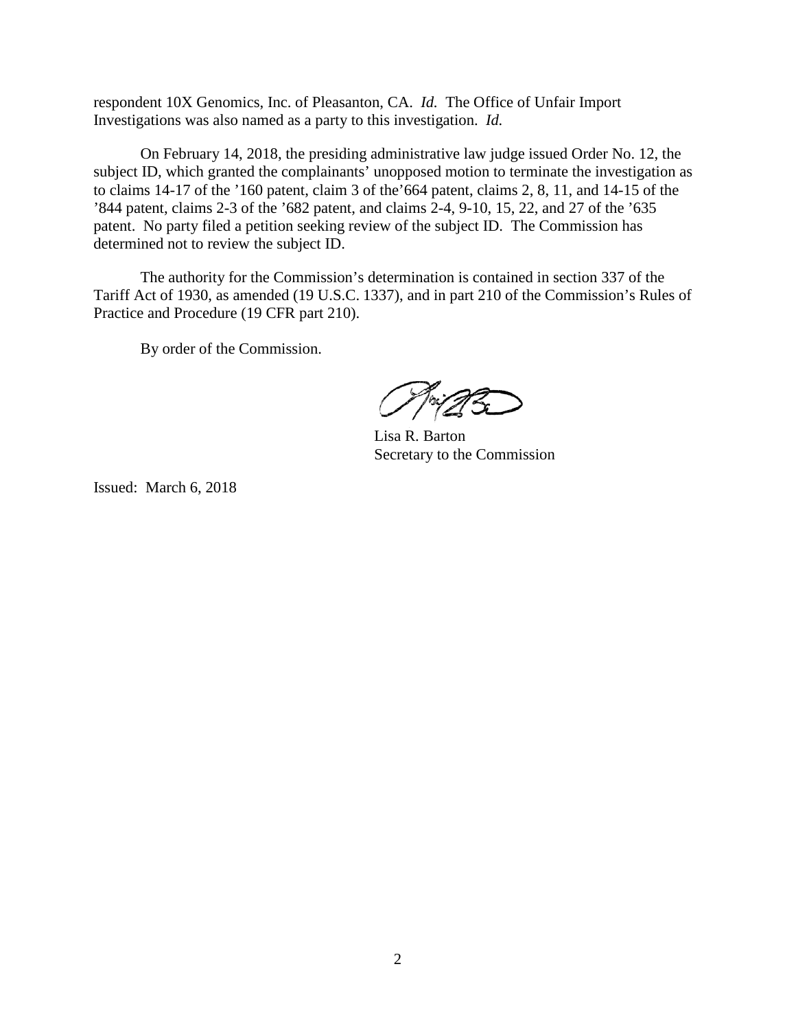respondent 10X Genomics, Inc. of Pleasanton, CA. *Id.* The Office of Unfair Import Investigations was also named as a party to this investigation. *Id.*

On February 14, 2018, the presiding administrative law judge issued Order No. 12, the subject ID, which granted the complainants' unopposed motion to terminate the investigation as to claims 14-17 of the '160 patent, claim 3 of the'664 patent, claims 2, 8, 11, and 14-15 of the '844 patent, claims 2-3 of the '682 patent, and claims 2-4, 9-10, 15, 22, and 27 of the '635 patent. No party filed a petition seeking review of the subject ID. The Commission has determined not to review the subject ID.

The authority for the Commission's determination is contained in section 337 of the Tariff Act of 1930, as amended (19 U.S.C. 1337), and in part 210 of the Commission's Rules of Practice and Procedure (19 CFR part 210).

By order of the Commission.

Lisa R. Barton
Secretary to the Commission

Issued: March 6, 2018